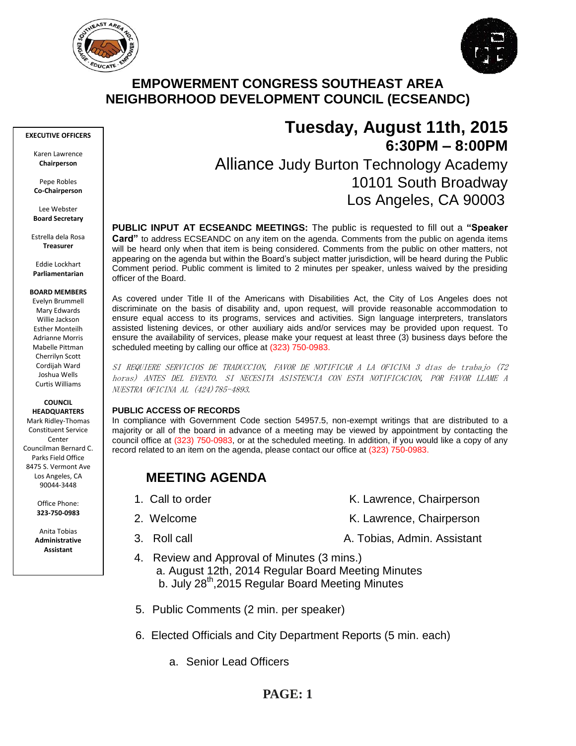# EMPOWERMENT CONGRESS SOUTHEAST AREA NEIGHBORHOOD DEVELOPMENT COUNCIL (ECSEANDC)

**EXECUTIVE OFFICERS**

Karen Lawrence
**Chairperson**

Pepe Robles
**Co-Chairperson**

Lee Webster
**Board Secretary**

Estrella dela Rosa
**Treasurer**

Eddie Lockhart
**Parliamentarian**

**BOARD MEMBERS**
Evelyn Brummell
Mary Edwards
Willie Jackson
Esther Monteilh
Adrianne Morris
Mabelle Pittman
Cherrilyn Scott
Cordijah Ward
Joshua Wells
Curtis Williams

**COUNCIL HEADQUARTERS**
Mark Ridley-Thomas Constituent Service Center
Councilman Bernard C. Parks Field Office
8475 S. Vermont Ave
Los Angeles, CA 90044-3448

Office Phone:
**323-750-0983**

Anita Tobias
**Administrative Assistant**

## Tuesday, August 11th, 2015
### 6:30PM – 8:00PM

Alliance Judy Burton Technology Academy
10101 South Broadway
Los Angeles, CA 90003

**PUBLIC INPUT AT ECSEANDC MEETINGS:** The public is requested to fill out a **"Speaker Card"** to address ECSEANDC on any item on the agenda. Comments from the public on agenda items will be heard only when that item is being considered. Comments from the public on other matters, not appearing on the agenda but within the Board's subject matter jurisdiction, will be heard during the Public Comment period. Public comment is limited to 2 minutes per speaker, unless waived by the presiding officer of the Board.

As covered under Title II of the Americans with Disabilities Act, the City of Los Angeles does not discriminate on the basis of disability and, upon request, will provide reasonable accommodation to ensure equal access to its programs, services and activities. Sign language interpreters, translators assisted listening devices, or other auxiliary aids and/or services may be provided upon request. To ensure the availability of services, please make your request at least three (3) business days before the scheduled meeting by calling our office at (323) 750-0983.

*SI REQUIERE SERVICIOS DE TRADUCCION, FAVOR DE NOTIFICAR A LA OFICINA 3 días de trabajo (72 horas) ANTES DEL EVENTO. SI NECESITA ASISTENCIA CON ESTA NOTIFICACION, POR FAVOR LLAME A NUESTRA OFICINA AL (424)785-4893.*

**PUBLIC ACCESS OF RECORDS**
In compliance with Government Code section 54957.5, non-exempt writings that are distributed to a majority or all of the board in advance of a meeting may be viewed by appointment by contacting the council office at (323) 750-0983, or at the scheduled meeting. In addition, if you would like a copy of any record related to an item on the agenda, please contact our office at (323) 750-0983.

## MEETING AGENDA

1. Call to order — K. Lawrence, Chairperson
2. Welcome — K. Lawrence, Chairperson
3. Roll call — A. Tobias, Admin. Assistant
4. Review and Approval of Minutes (3 mins.)
   a. August 12th, 2014 Regular Board Meeting Minutes
   b. July 28th, 2015 Regular Board Meeting Minutes
5. Public Comments (2 min. per speaker)
6. Elected Officials and City Department Reports (5 min. each)
   a. Senior Lead Officers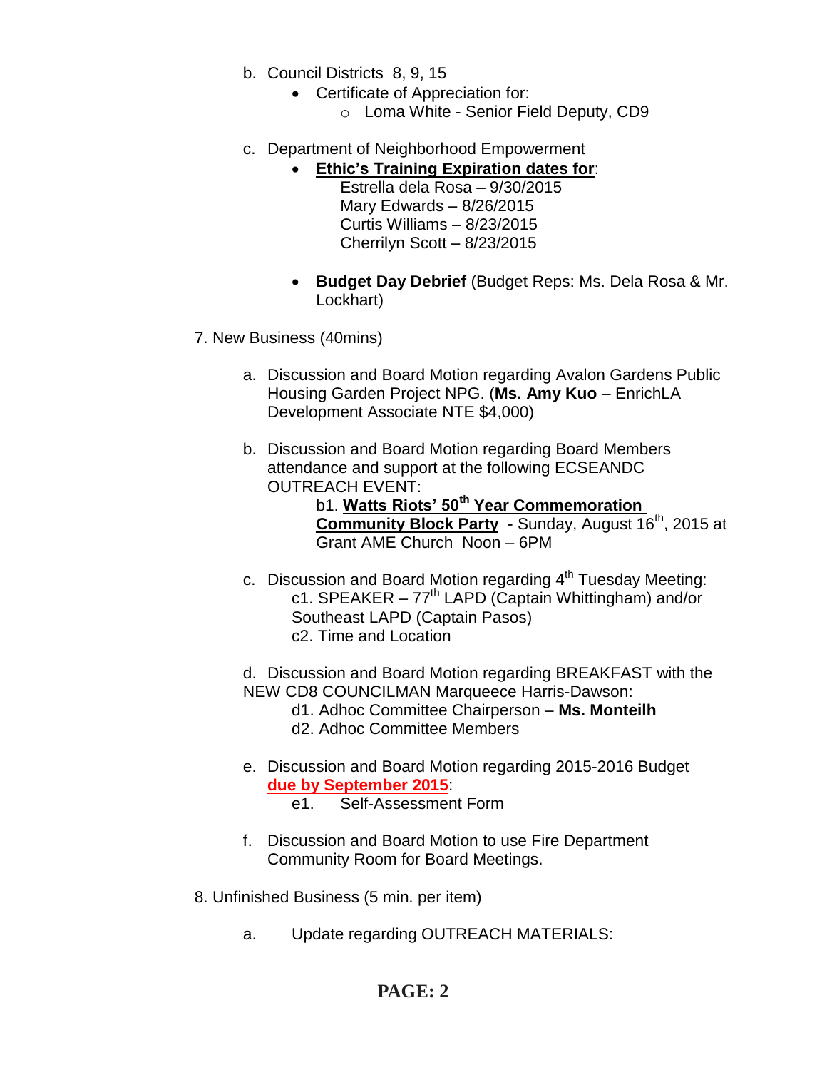b. Council Districts 8, 9, 15

- Certificate of Appreciation for:
    - Loma White - Senior Field Deputy, CD9

c. Department of Neighborhood Empowerment

- **Ethic's Training Expiration dates for**:
  Estrella dela Rosa – 9/30/2015
  Mary Edwards – 8/26/2015
  Curtis Williams – 8/23/2015
  Cherrilyn Scott – 8/23/2015

- **Budget Day Debrief** (Budget Reps: Ms. Dela Rosa & Mr. Lockhart)

7. New Business (40mins)

a. Discussion and Board Motion regarding Avalon Gardens Public Housing Garden Project NPG. (**Ms. Amy Kuo** – EnrichLA Development Associate NTE $4,000)

b. Discussion and Board Motion regarding Board Members attendance and support at the following ECSEANDC OUTREACH EVENT:

b1. **Watts Riots' 50th Year Commemoration Community Block Party** - Sunday, August 16th, 2015 at Grant AME Church Noon – 6PM

c. Discussion and Board Motion regarding 4th Tuesday Meeting:

c1. SPEAKER – 77th LAPD (Captain Whittingham) and/or Southeast LAPD (Captain Pasos)

c2. Time and Location

d. Discussion and Board Motion regarding BREAKFAST with the NEW CD8 COUNCILMAN Marqueece Harris-Dawson:

d1. Adhoc Committee Chairperson – **Ms. Monteilh**

d2. Adhoc Committee Members

e. Discussion and Board Motion regarding 2015-2016 Budget **due by September 2015**:

e1. Self-Assessment Form

f. Discussion and Board Motion to use Fire Department Community Room for Board Meetings.

8. Unfinished Business (5 min. per item)

a. Update regarding OUTREACH MATERIALS: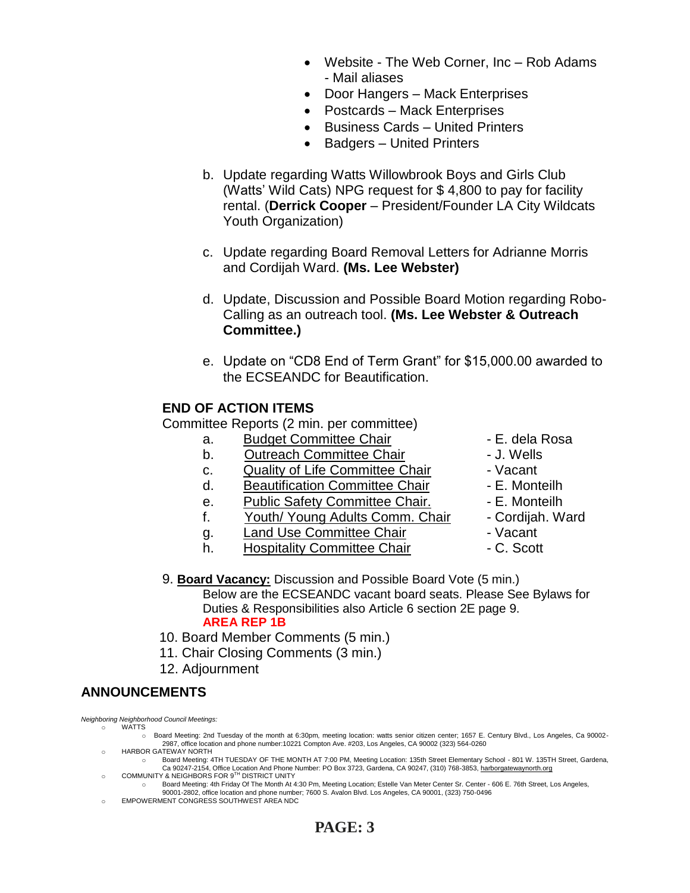- Website - The Web Corner, Inc – Rob Adams - Mail aliases
- Door Hangers – Mack Enterprises
- Postcards – Mack Enterprises
- Business Cards – United Printers
- Badgers – United Printers

b. Update regarding Watts Willowbrook Boys and Girls Club (Watts' Wild Cats) NPG request for $ 4,800 to pay for facility rental. (**Derrick Cooper** – President/Founder LA City Wildcats Youth Organization)

c. Update regarding Board Removal Letters for Adrianne Morris and Cordijah Ward. **(Ms. Lee Webster)**

d. Update, Discussion and Possible Board Motion regarding Robo-Calling as an outreach tool. **(Ms. Lee Webster & Outreach Committee.)**

e. Update on "CD8 End of Term Grant" for $15,000.00 awarded to the ECSEANDC for Beautification.

**END OF ACTION ITEMS**

Committee Reports (2 min. per committee)

a. Budget Committee Chair - E. dela Rosa
b. Outreach Committee Chair - J. Wells
c. Quality of Life Committee Chair - Vacant
d. Beautification Committee Chair - E. Monteilh
e. Public Safety Committee Chair. - E. Monteilh
f. Youth/ Young Adults Comm. Chair - Cordijah. Ward
g. Land Use Committee Chair - Vacant
h. Hospitality Committee Chair - C. Scott

9. **Board Vacancy:** Discussion and Possible Board Vote (5 min.)
   Below are the ECSEANDC vacant board seats. Please See Bylaws for Duties & Responsibilities also Article 6 section 2E page 9.
   **AREA REP 1B**
10. Board Member Comments (5 min.)
11. Chair Closing Comments (3 min.)
12. Adjournment

## ANNOUNCEMENTS

*Neighboring Neighborhood Council Meetings:*

- WATTS
  - Board Meeting: 2nd Tuesday of the month at 6:30pm, meeting location: watts senior citizen center; 1657 E. Century Blvd., Los Angeles, Ca 90002-2987, office location and phone number:10221 Compton Ave. #203, Los Angeles, CA 90002 (323) 564-0260
- HARBOR GATEWAY NORTH
  - Board Meeting: 4TH TUESDAY OF THE MONTH AT 7:00 PM, Meeting Location: 135th Street Elementary School - 801 W. 135TH Street, Gardena, Ca 90247-2154, Office Location And Phone Number: PO Box 3723, Gardena, CA 90247, (310) 768-3853, harborgatewaynorth.org
- COMMUNITY & NEIGHBORS FOR 9TH DISTRICT UNITY
  - Board Meeting: 4th Friday Of The Month At 4:30 Pm, Meeting Location; Estelle Van Meter Center Sr. Center - 606 E. 76th Street, Los Angeles, 90001-2802, office location and phone number; 7600 S. Avalon Blvd. Los Angeles, CA 90001, (323) 750-0496
- EMPOWERMENT CONGRESS SOUTHWEST AREA NDC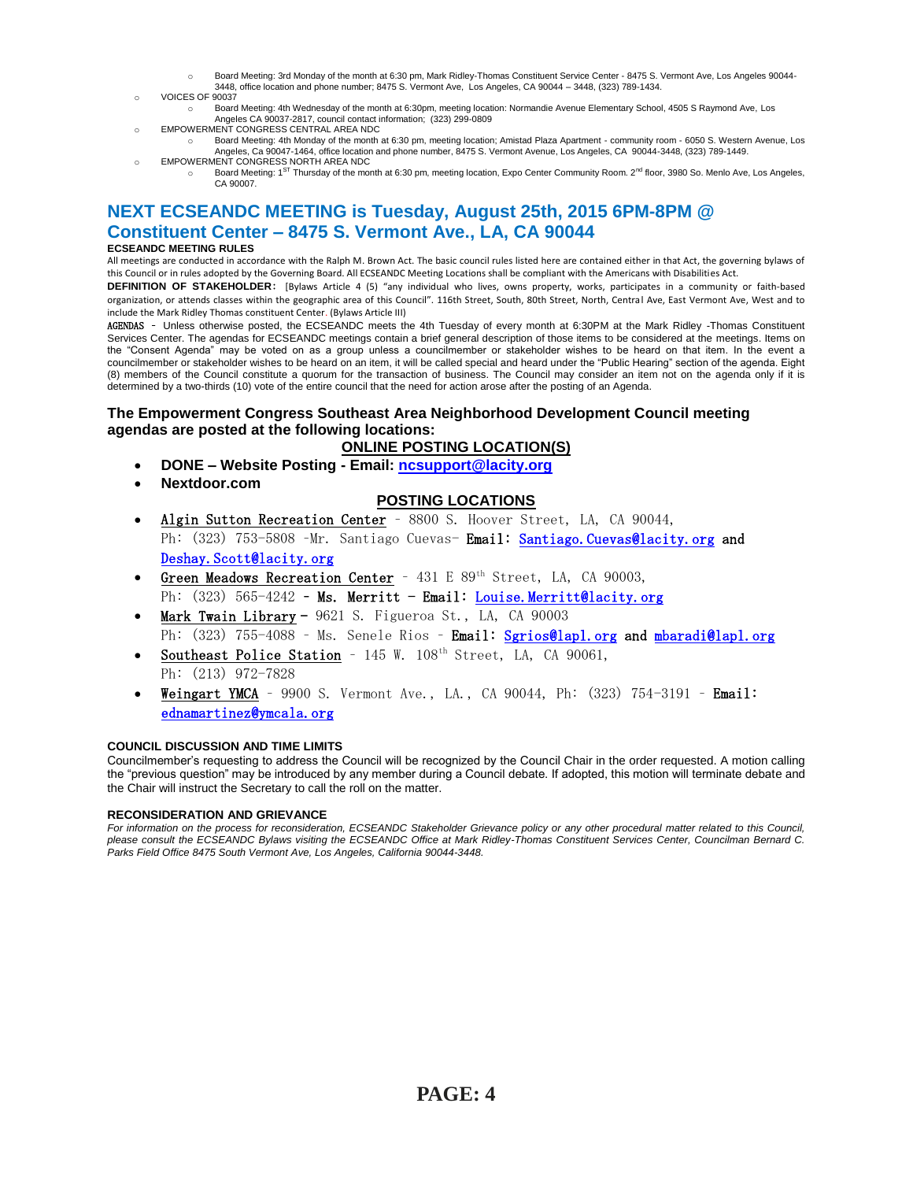- Board Meeting: 3rd Monday of the month at 6:30 pm, Mark Ridley-Thomas Constituent Service Center - 8475 S. Vermont Ave, Los Angeles 90044-3448, office location and phone number; 8475 S. Vermont Ave, Los Angeles, CA 90044 – 3448, (323) 789-1434.
- VOICES OF 90037
    - Board Meeting: 4th Wednesday of the month at 6:30pm, meeting location: Normandie Avenue Elementary School, 4505 S Raymond Ave, Los Angeles CA 90037-2817, council contact information; (323) 299-0809
- EMPOWERMENT CONGRESS CENTRAL AREA NDC
    - Board Meeting: 4th Monday of the month at 6:30 pm, meeting location; Amistad Plaza Apartment - community room - 6050 S. Western Avenue, Los Angeles, Ca 90047-1464, office location and phone number, 8475 S. Vermont Avenue, Los Angeles, CA 90044-3448, (323) 789-1449.
- EMPOWERMENT CONGRESS NORTH AREA NDC
    - Board Meeting: 1ST Thursday of the month at 6:30 pm, meeting location, Expo Center Community Room. 2nd floor, 3980 So. Menlo Ave, Los Angeles, CA 90007.

## NEXT ECSEANDC MEETING is Tuesday, August 25th, 2015 6PM-8PM @ Constituent Center – 8475 S. Vermont Ave., LA, CA 90044

**ECSEANDC MEETING RULES**

All meetings are conducted in accordance with the Ralph M. Brown Act. The basic council rules listed here are contained either in that Act, the governing bylaws of this Council or in rules adopted by the Governing Board. All ECSEANDC Meeting Locations shall be compliant with the Americans with Disabilities Act.

**DEFINITION OF STAKEHOLDER:** [Bylaws Article 4 (5) "any individual who lives, owns property, works, participates in a community or faith-based organization, or attends classes within the geographic area of this Council". 116th Street, South, 80th Street, North, Central Ave, East Vermont Ave, West and to include the Mark Ridley Thomas constituent Center. (Bylaws Article III)

AGENDAS - Unless otherwise posted, the ECSEANDC meets the 4th Tuesday of every month at 6:30PM at the Mark Ridley -Thomas Constituent Services Center. The agendas for ECSEANDC meetings contain a brief general description of those items to be considered at the meetings. Items on the "Consent Agenda" may be voted on as a group unless a councilmember or stakeholder wishes to be heard on that item. In the event a councilmember or stakeholder wishes to be heard on an item, it will be called special and heard under the "Public Hearing" section of the agenda. Eight (8) members of the Council constitute a quorum for the transaction of business. The Council may consider an item not on the agenda only if it is determined by a two-thirds (10) vote of the entire council that the need for action arose after the posting of an Agenda.

### The Empowerment Congress Southeast Area Neighborhood Development Council meeting agendas are posted at the following locations:

**ONLINE POSTING LOCATION(S)**

- **DONE – Website Posting - Email: ncsupport@lacity.org**
- **Nextdoor.com**

**POSTING LOCATIONS**

- Algin Sutton Recreation Center – 8800 S. Hoover Street, LA, CA 90044, Ph: (323) 753-5808 -Mr. Santiago Cuevas- **Email:** Santiago.Cuevas@lacity.org and Deshay.Scott@lacity.org
- Green Meadows Recreation Center – 431 E 89th Street, LA, CA 90003, Ph: (323) 565-4242 - **Ms. Merritt - Email:** Louise.Merritt@lacity.org
- Mark Twain Library - 9621 S. Figueroa St., LA, CA 90003 Ph: (323) 755-4088 – Ms. Senele Rios – **Email:** Sgrios@lapl.org and mbaradi@lapl.org
- Southeast Police Station – 145 W. 108th Street, LA, CA 90061, Ph: (213) 972-7828
- Weingart YMCA – 9900 S. Vermont Ave., LA., CA 90044, Ph: (323) 754-3191 – **Email:** ednamartinez@ymcala.org

**COUNCIL DISCUSSION AND TIME LIMITS**

Councilmember's requesting to address the Council will be recognized by the Council Chair in the order requested. A motion calling the "previous question" may be introduced by any member during a Council debate. If adopted, this motion will terminate debate and the Chair will instruct the Secretary to call the roll on the matter.

**RECONSIDERATION AND GRIEVANCE**

*For information on the process for reconsideration, ECSEANDC Stakeholder Grievance policy or any other procedural matter related to this Council, please consult the ECSEANDC Bylaws visiting the ECSEANDC Office at Mark Ridley-Thomas Constituent Services Center, Councilman Bernard C. Parks Field Office 8475 South Vermont Ave, Los Angeles, California 90044-3448.*